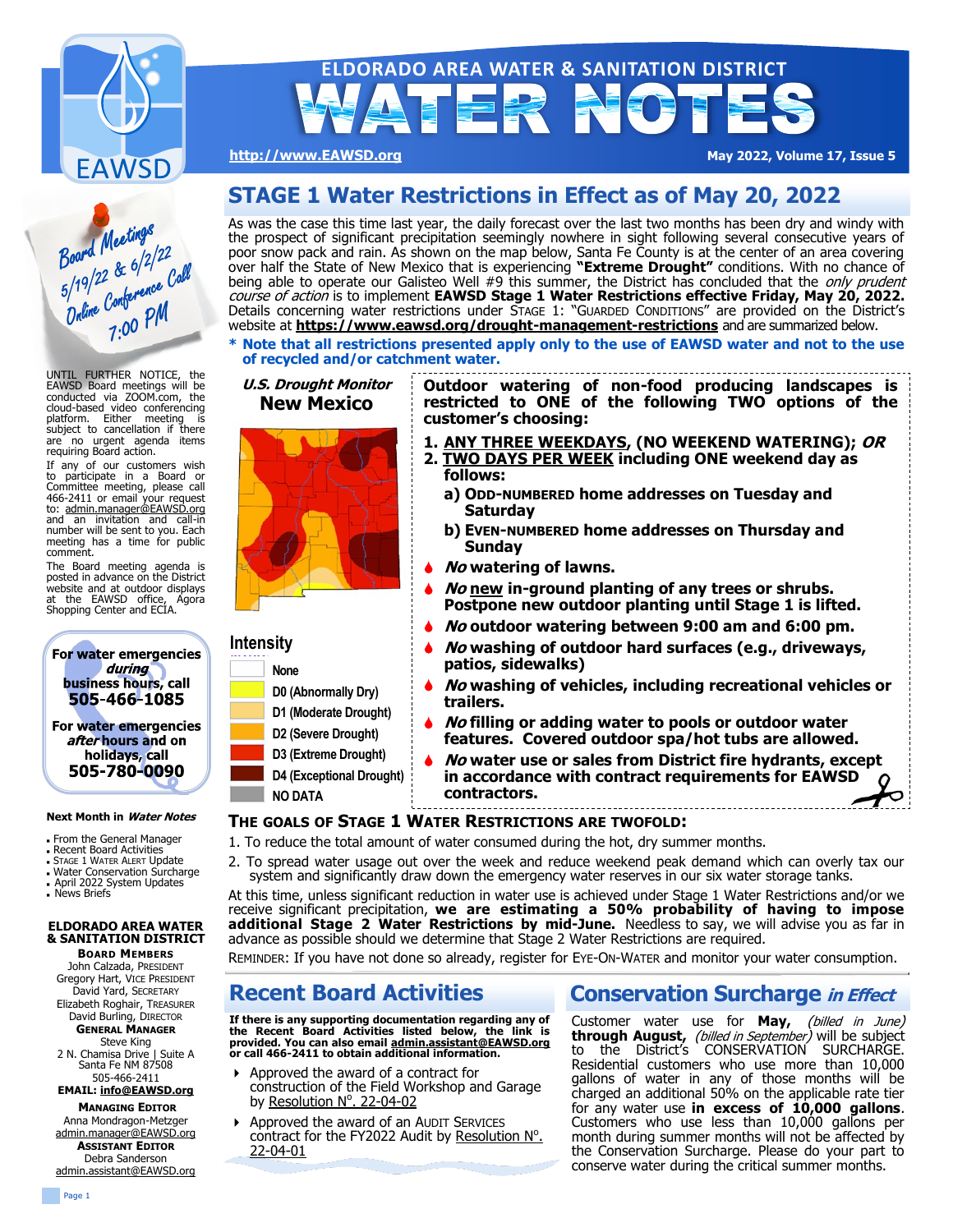# ELDORADO AREA WATER & SANITATION DISTRICT
# WATER NOTES

http://www.EAWSD.org

May 2022, Volume 17, Issue 5

## STAGE 1 Water Restrictions in Effect as of May 20, 2022

As was the case this time last year, the daily forecast over the last two months has been dry and windy with the prospect of significant precipitation seemingly nowhere in sight following several consecutive years of poor snow pack and rain. As shown on the map below, Santa Fe County is at the center of an area covering over half the State of New Mexico that is experiencing **"Extreme Drought"** conditions. With no chance of being able to operate our Galisteo Well #9 this summer, the District has concluded that the *only prudent course of action* is to implement **EAWSD Stage 1 Water Restrictions effective Friday, May 20, 2022.** Details concerning water restrictions under STAGE 1: "GUARDED CONDITIONS" are provided on the District's website at **https://www.eawsd.org/drought-management-restrictions** and are summarized below.

**\* Note that all restrictions presented apply only to the use of EAWSD water and not to the use of recycled and/or catchment water.**

***U.S. Drought Monitor***
**New Mexico**

**Intensity**

- None
- D0 (Abnormally Dry)
- D1 (Moderate Drought)
- D2 (Severe Drought)
- D3 (Extreme Drought)
- D4 (Exceptional Drought)
- NO DATA

**Outdoor watering of non-food producing landscapes is restricted to ONE of the following TWO options of the customer's choosing:**

1. **ANY THREE WEEKDAYS, (NO WEEKEND WATERING);** ***OR***
2. **TWO DAYS PER WEEK including ONE weekend day as follows:**
   - a) **ODD-NUMBERED home addresses on Tuesday and Saturday**
   - b) **EVEN-NUMBERED home addresses on Thursday and Sunday**

- ***No*** **watering of lawns.**
- ***No*** **new in-ground planting of any trees or shrubs. Postpone new outdoor planting until Stage 1 is lifted.**
- ***No*** **outdoor watering between 9:00 am and 6:00 pm.**
- ***No*** **washing of outdoor hard surfaces (e.g., driveways, patios, sidewalks)**
- ***No*** **washing of vehicles, including recreational vehicles or trailers.**
- ***No*** **filling or adding water to pools or outdoor water features. Covered outdoor spa/hot tubs are allowed.**
- ***No*** **water use or sales from District fire hydrants, except in accordance with contract requirements for EAWSD contractors.**

### THE GOALS OF STAGE 1 WATER RESTRICTIONS ARE TWOFOLD:

1. To reduce the total amount of water consumed during the hot, dry summer months.
2. To spread water usage out over the week and reduce weekend peak demand which can overly tax our system and significantly draw down the emergency water reserves in our six water storage tanks.

At this time, unless significant reduction in water use is achieved under Stage 1 Water Restrictions and/or we receive significant precipitation, **we are estimating a 50% probability of having to impose additional Stage 2 Water Restrictions by mid-June.** Needless to say, we will advise you as far in advance as possible should we determine that Stage 2 Water Restrictions are required.

REMINDER: If you have not done so already, register for EYE-ON-WATER and monitor your water consumption.

## Recent Board Activities

**If there is any supporting documentation regarding any of the Recent Board Activities listed below, the link is provided. You can also email admin.assistant@EAWSD.org or call 466-2411 to obtain additional information.**

- Approved the award of a contract for construction of the Field Workshop and Garage by Resolution N°. 22-04-02
- Approved the award of an AUDIT SERVICES contract for the FY2022 Audit by Resolution N°. 22-04-01

## Conservation Surcharge *in Effect*

Customer water use for **May,** *(billed in June)* **through August,** *(billed in September)* will be subject to the District's CONSERVATION SURCHARGE. Residential customers who use more than 10,000 gallons of water in any of those months will be charged an additional 50% on the applicable rate tier for any water use **in excess of 10,000 gallons**. Customers who use less than 10,000 gallons per month during summer months will not be affected by the Conservation Surcharge. Please do your part to conserve water during the critical summer months.

---

*Board Meetings 5/19/22 & 6/2/22 Online Conference Call 7:00 PM*

UNTIL FURTHER NOTICE, the EAWSD Board meetings will be conducted via ZOOM.com, the cloud-based video conferencing platform. Either meeting is subject to cancellation if there are no urgent agenda items requiring Board action.

If any of our customers wish to participate in a Board or Committee meeting, please call 466-2411 or email your request to: admin.manager@EAWSD.org and an invitation and call-in number will be sent to you. Each meeting has a time for public comment.

The Board meeting agenda is posted in advance on the District website and at outdoor displays at the EAWSD office, Agora Shopping Center and ECIA.

**For water emergencies *during* business hours, call**
**505-466-1085**

**For water emergencies *after* hours and on holidays, call**
**505-780-0090**

**Next Month in *Water Notes***

- From the General Manager
- Recent Board Activities
- STAGE 1 WATER ALERT Update
- Water Conservation Surcharge
- April 2022 System Updates
- News Briefs

**ELDORADO AREA WATER & SANITATION DISTRICT**

**BOARD MEMBERS**
John Calzada, PRESIDENT
Gregory Hart, VICE PRESIDENT
David Yard, SECRETARY
Elizabeth Roghair, TREASURER
David Burling, DIRECTOR

**GENERAL MANAGER**
Steve King
2 N. Chamisa Drive | Suite A
Santa Fe NM 87508
505-466-2411
**EMAIL: info@EAWSD.org**

**MANAGING EDITOR**
Anna Mondragon-Metzger
admin.manager@EAWSD.org

**ASSISTANT EDITOR**
Debra Sanderson
admin.assistant@EAWSD.org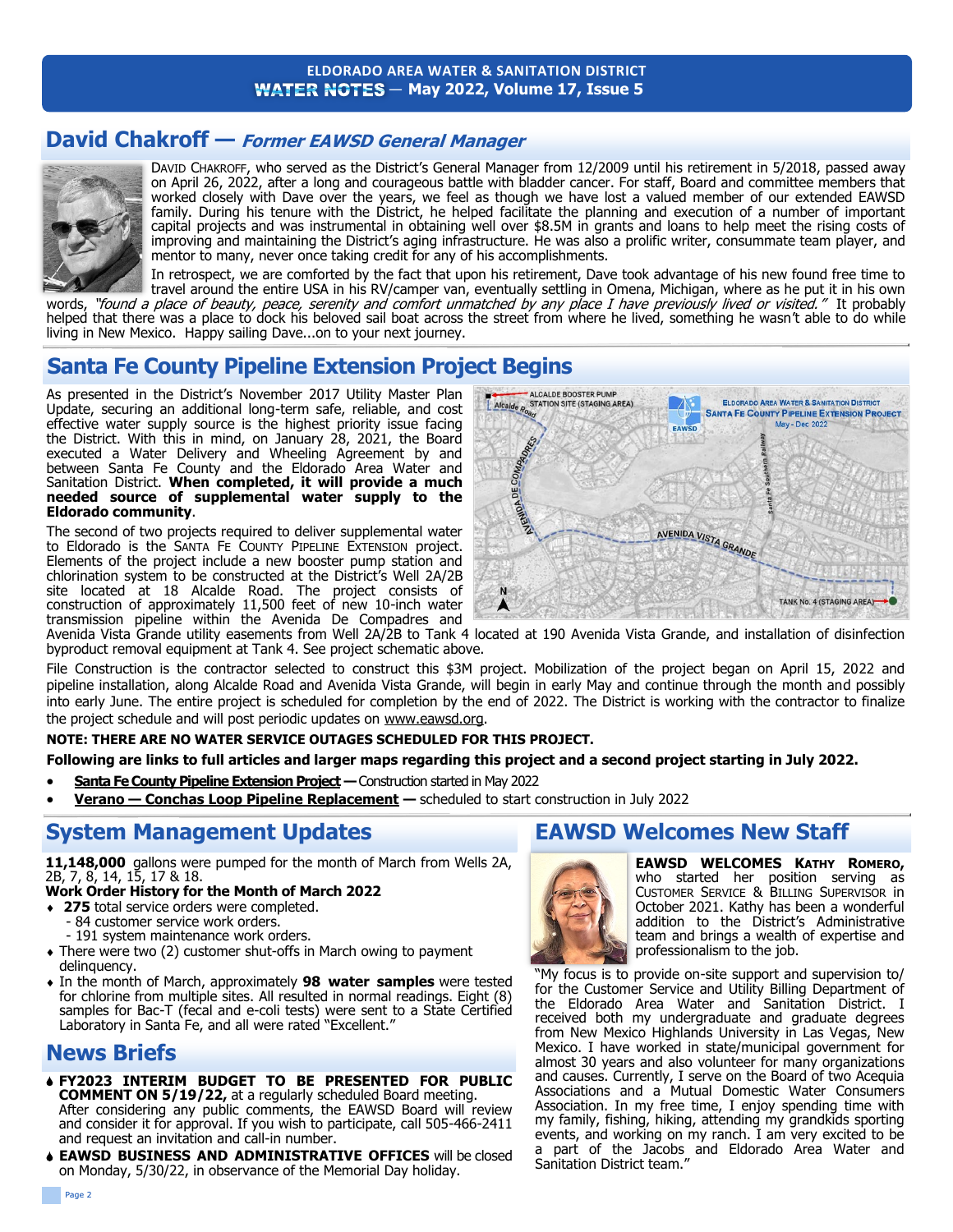**ELDORADO AREA WATER & SANITATION DISTRICT**
**WATER NOTES — May 2022, Volume 17, Issue 5**

## David Chakroff — *Former EAWSD General Manager*

DAVID CHAKROFF, who served as the District's General Manager from 12/2009 until his retirement in 5/2018, passed away on April 26, 2022, after a long and courageous battle with bladder cancer. For staff, Board and committee members that worked closely with Dave over the years, we feel as though we have lost a valued member of our extended EAWSD family. During his tenure with the District, he helped facilitate the planning and execution of a number of important capital projects and was instrumental in obtaining well over $8.5M in grants and loans to help meet the rising costs of improving and maintaining the District's aging infrastructure. He was also a prolific writer, consummate team player, and mentor to many, never once taking credit for any of his accomplishments.

In retrospect, we are comforted by the fact that upon his retirement, Dave took advantage of his new found free time to travel around the entire USA in his RV/camper van, eventually settling in Omena, Michigan, where as he put it in his own words, *"found a place of beauty, peace, serenity and comfort unmatched by any place I have previously lived or visited."* It probably helped that there was a place to dock his beloved sail boat across the street from where he lived, something he wasn't able to do while living in New Mexico. Happy sailing Dave...on to your next journey.

## Santa Fe County Pipeline Extension Project Begins

As presented in the District's November 2017 Utility Master Plan Update, securing an additional long-term safe, reliable, and cost effective water supply source is the highest priority issue facing the District. With this in mind, on January 28, 2021, the Board executed a Water Delivery and Wheeling Agreement by and between Santa Fe County and the Eldorado Area Water and Sanitation District. **When completed, it will provide a much needed source of supplemental water supply to the Eldorado community**.

The second of two projects required to deliver supplemental water to Eldorado is the SANTA FE COUNTY PIPELINE EXTENSION project. Elements of the project include a new booster pump station and chlorination system to be constructed at the District's Well 2A/2B site located at 18 Alcalde Road. The project consists of construction of approximately 11,500 feet of new 10-inch water transmission pipeline within the Avenida De Compadres and Avenida Vista Grande utility easements from Well 2A/2B to Tank 4 located at 190 Avenida Vista Grande, and installation of disinfection byproduct removal equipment at Tank 4. See project schematic above.

ALCALDE BOOSTER PUMP STATION SITE (STAGING AREA)
Alcalde Road
ELDORADO AREA WATER & SANITATION DISTRICT
SANTA FE COUNTY PIPELINE EXTENSION PROJECT
May - Dec 2022
EAWSD
AVENIDA DE COMPADRES
Santa Fe Southern Railway
AVENIDA VISTA GRANDE
N
TANK No. 4 (STAGING AREA)

File Construction is the contractor selected to construct this $3M project. Mobilization of the project began on April 15, 2022 and pipeline installation, along Alcalde Road and Avenida Vista Grande, will begin in early May and continue through the month and possibly into early June. The entire project is scheduled for completion by the end of 2022. The District is working with the contractor to finalize the project schedule and will post periodic updates on www.eawsd.org.

**NOTE: THERE ARE NO WATER SERVICE OUTAGES SCHEDULED FOR THIS PROJECT.**

**Following are links to full articles and larger maps regarding this project and a second project starting in July 2022.**

- **Santa Fe County Pipeline Extension Project —** Construction started in May 2022
- **Verano — Conchas Loop Pipeline Replacement —** scheduled to start construction in July 2022

## System Management Updates

**11,148,000** gallons were pumped for the month of March from Wells 2A, 2B, 7, 8, 14, 15, 17 & 18.

**Work Order History for the Month of March 2022**

- **275** total service orders were completed.
  - 84 customer service work orders.
  - 191 system maintenance work orders.
- There were two (2) customer shut-offs in March owing to payment delinquency.
- In the month of March, approximately **98 water samples** were tested for chlorine from multiple sites. All resulted in normal readings. Eight (8) samples for Bac-T (fecal and e-coli tests) were sent to a State Certified Laboratory in Santa Fe, and all were rated "Excellent."

## News Briefs

- **FY2023 INTERIM BUDGET TO BE PRESENTED FOR PUBLIC COMMENT ON 5/19/22,** at a regularly scheduled Board meeting. After considering any public comments, the EAWSD Board will review and consider it for approval. If you wish to participate, call 505-466-2411 and request an invitation and call-in number.
- **EAWSD BUSINESS AND ADMINISTRATIVE OFFICES** will be closed on Monday, 5/30/22, in observance of the Memorial Day holiday.

## EAWSD Welcomes New Staff

**EAWSD WELCOMES KATHY ROMERO,** who started her position serving as CUSTOMER SERVICE & BILLING SUPERVISOR in October 2021. Kathy has been a wonderful addition to the District's Administrative team and brings a wealth of expertise and professionalism to the job.

"My focus is to provide on-site support and supervision to/for the Customer Service and Utility Billing Department of the Eldorado Area Water and Sanitation District. I received both my undergraduate and graduate degrees from New Mexico Highlands University in Las Vegas, New Mexico. I have worked in state/municipal government for almost 30 years and also volunteer for many organizations and causes. Currently, I serve on the Board of two Acequia Associations and a Mutual Domestic Water Consumers Association. In my free time, I enjoy spending time with my family, fishing, hiking, attending my grandkids sporting events, and working on my ranch. I am very excited to be a part of the Jacobs and Eldorado Area Water and Sanitation District team."